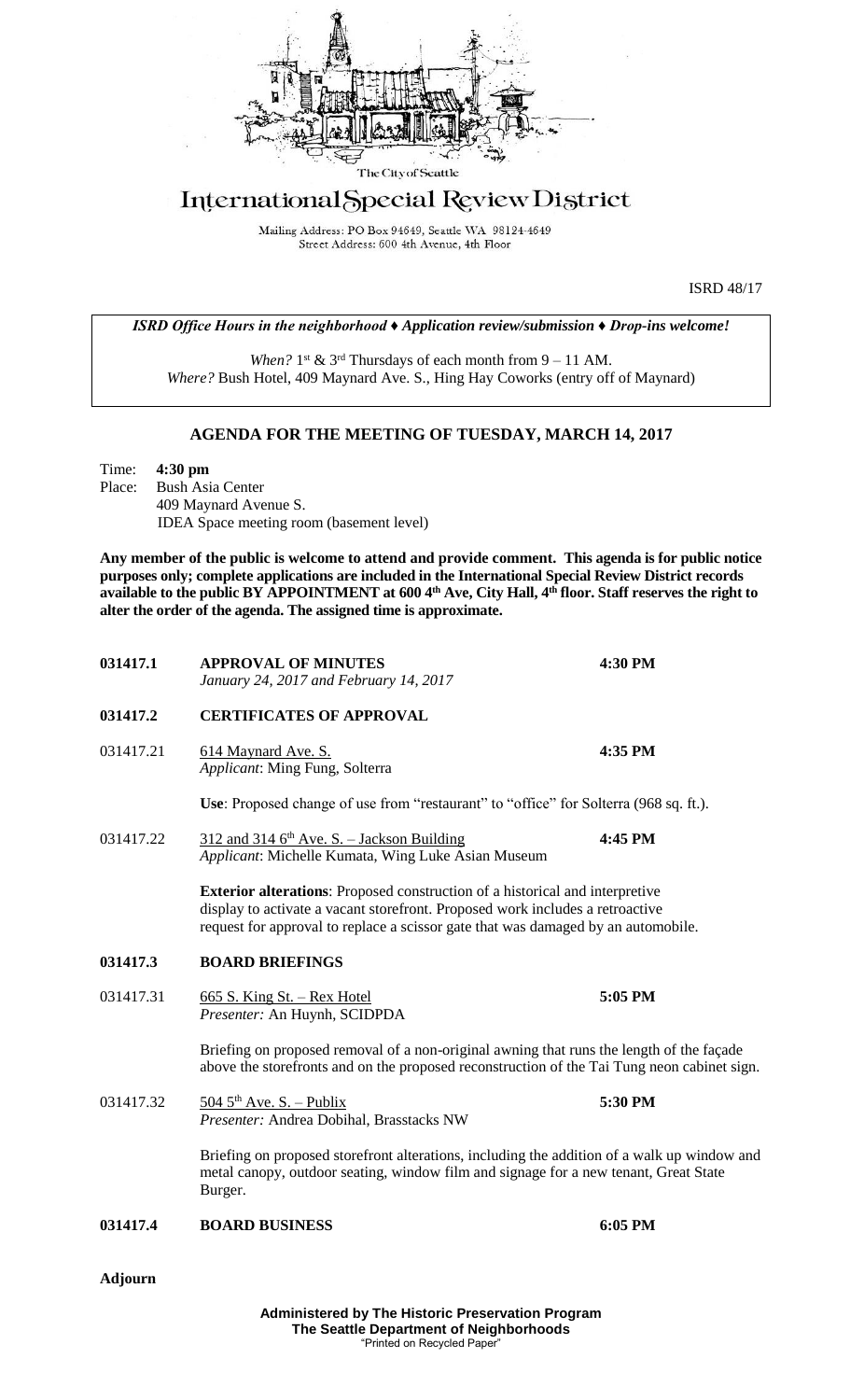The City of Seattle

# International Special Review District

Mailing Address: PO Box 94649, Seattle WA 98124-4649
Street Address: 600 4th Avenue, 4th Floor

ISRD 48/17

*ISRD Office Hours in the neighborhood ♦ Application review/submission ♦ Drop-ins welcome!*

*When?* 1st & 3rd Thursdays of each month from 9 – 11 AM.
*Where?* Bush Hotel, 409 Maynard Ave. S., Hing Hay Coworks (entry off of Maynard)

## AGENDA FOR THE MEETING OF TUESDAY, MARCH 14, 2017

Time: **4:30 pm**
Place: Bush Asia Center
409 Maynard Avenue S.
IDEA Space meeting room (basement level)

**Any member of the public is welcome to attend and provide comment. This agenda is for public notice purposes only; complete applications are included in the International Special Review District records available to the public BY APPOINTMENT at 600 4th Ave, City Hall, 4th floor. Staff reserves the right to alter the order of the agenda. The assigned time is approximate.**

**031417.1 APPROVAL OF MINUTES** — **4:30 PM**
*January 24, 2017 and February 14, 2017*

**031417.2 CERTIFICATES OF APPROVAL**

031417.21 614 Maynard Ave. S. — **4:35 PM**
*Applicant*: Ming Fung, Solterra

**Use**: Proposed change of use from "restaurant" to "office" for Solterra (968 sq. ft.).

031417.22 312 and 314 6th Ave. S. – Jackson Building — **4:45 PM**
*Applicant*: Michelle Kumata, Wing Luke Asian Museum

**Exterior alterations**: Proposed construction of a historical and interpretive display to activate a vacant storefront. Proposed work includes a retroactive request for approval to replace a scissor gate that was damaged by an automobile.

**031417.3 BOARD BRIEFINGS**

031417.31 665 S. King St. – Rex Hotel — **5:05 PM**
*Presenter:* An Huynh, SCIDPDA

Briefing on proposed removal of a non-original awning that runs the length of the façade above the storefronts and on the proposed reconstruction of the Tai Tung neon cabinet sign.

031417.32 504 5th Ave. S. – Publix — **5:30 PM**
*Presenter:* Andrea Dobihal, Brasstacks NW

Briefing on proposed storefront alterations, including the addition of a walk up window and metal canopy, outdoor seating, window film and signage for a new tenant, Great State Burger.

**031417.4 BOARD BUSINESS** — **6:05 PM**

**Adjourn**

**Administered by The Historic Preservation Program**
**The Seattle Department of Neighborhoods**
"Printed on Recycled Paper"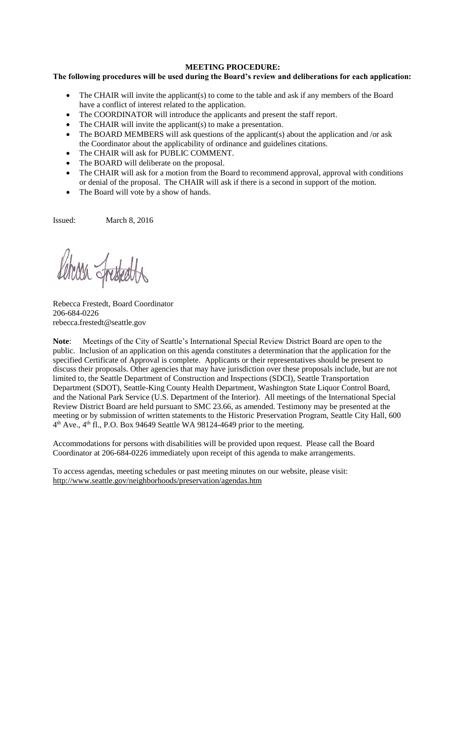**MEETING PROCEDURE:**

**The following procedures will be used during the Board's review and deliberations for each application:**

- The CHAIR will invite the applicant(s) to come to the table and ask if any members of the Board have a conflict of interest related to the application.
- The COORDINATOR will introduce the applicants and present the staff report.
- The CHAIR will invite the applicant(s) to make a presentation.
- The BOARD MEMBERS will ask questions of the applicant(s) about the application and /or ask the Coordinator about the applicability of ordinance and guidelines citations.
- The CHAIR will ask for PUBLIC COMMENT.
- The BOARD will deliberate on the proposal.
- The CHAIR will ask for a motion from the Board to recommend approval, approval with conditions or denial of the proposal. The CHAIR will ask if there is a second in support of the motion.
- The Board will vote by a show of hands.

Issued: March 8, 2016

Rebecca Frestedt, Board Coordinator
206-684-0226
rebecca.frestedt@seattle.gov

**Note**: Meetings of the City of Seattle's International Special Review District Board are open to the public. Inclusion of an application on this agenda constitutes a determination that the application for the specified Certificate of Approval is complete. Applicants or their representatives should be present to discuss their proposals. Other agencies that may have jurisdiction over these proposals include, but are not limited to, the Seattle Department of Construction and Inspections (SDCI), Seattle Transportation Department (SDOT), Seattle-King County Health Department, Washington State Liquor Control Board, and the National Park Service (U.S. Department of the Interior). All meetings of the International Special Review District Board are held pursuant to SMC 23.66, as amended. Testimony may be presented at the meeting or by submission of written statements to the Historic Preservation Program, Seattle City Hall, 600 4th Ave., 4th fl., P.O. Box 94649 Seattle WA 98124-4649 prior to the meeting.

Accommodations for persons with disabilities will be provided upon request. Please call the Board Coordinator at 206-684-0226 immediately upon receipt of this agenda to make arrangements.

To access agendas, meeting schedules or past meeting minutes on our website, please visit:
http://www.seattle.gov/neighborhoods/preservation/agendas.htm